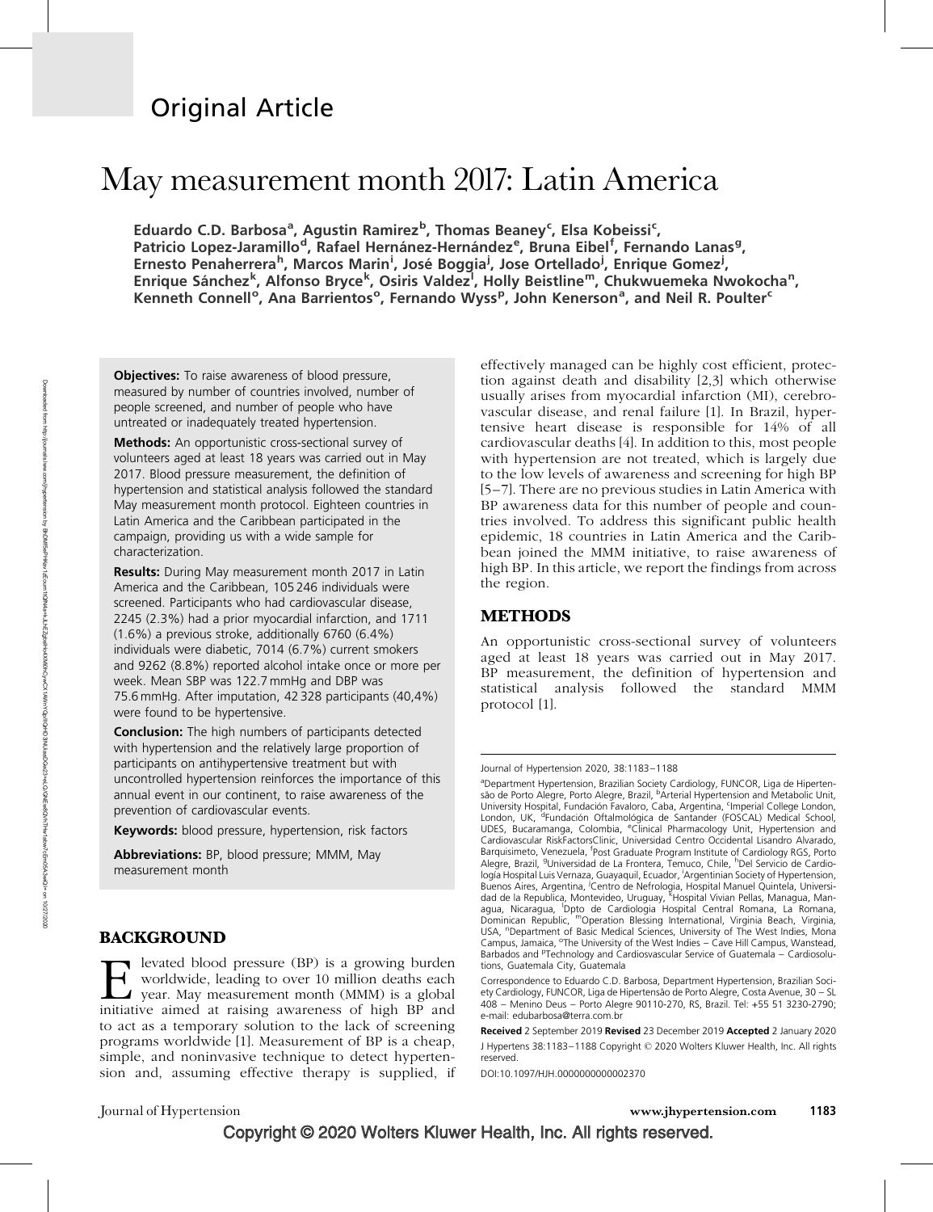# Original Article

# May measurement month 2017: Latin America

**Eduardo C.D. Barbosa[a], Agustin Ramirez[b], Thomas Beaney[c], Elsa Kobeissi[c], Patricio Lopez-Jaramillo[d], Rafael Hernánez-Hernández[e], Bruna Eibel[f], Fernando Lanas[g], Ernesto Penaherrera[h], Marcos Marin[i], José Boggia[j], Jose Ortellado[j], Enrique Gomez[j], Enrique Sánchez[k], Alfonso Bryce[k], Osiris Valdez[l], Holly Beistline[m], Chukwuemeka Nwokocha[n], Kenneth Connell[o], Ana Barrientos[o], Fernando Wyss[p], John Kenerson[a], and Neil R. Poulter[c]**

**Objectives:** To raise awareness of blood pressure, measured by number of countries involved, number of people screened, and number of people who have untreated or inadequately treated hypertension.

**Methods:** An opportunistic cross-sectional survey of volunteers aged at least 18 years was carried out in May 2017. Blood pressure measurement, the definition of hypertension and statistical analysis followed the standard May measurement month protocol. Eighteen countries in Latin America and the Caribbean participated in the campaign, providing us with a wide sample for characterization.

**Results:** During May measurement month 2017 in Latin America and the Caribbean, 105 246 individuals were screened. Participants who had cardiovascular disease, 2245 (2.3%) had a prior myocardial infarction, and 1711 (1.6%) a previous stroke, additionally 6760 (6.4%) individuals were diabetic, 7014 (6.7%) current smokers and 9262 (8.8%) reported alcohol intake once or more per week. Mean SBP was 122.7 mmHg and DBP was 75.6 mmHg. After imputation, 42 328 participants (40,4%) were found to be hypertensive.

**Conclusion:** The high numbers of participants detected with hypertension and the relatively large proportion of participants on antihypertensive treatment but with uncontrolled hypertension reinforces the importance of this annual event in our continent, to raise awareness of the prevention of cardiovascular events.

**Keywords:** blood pressure, hypertension, risk factors

**Abbreviations:** BP, blood pressure; MMM, May measurement month

## BACKGROUND

Elevated blood pressure (BP) is a growing burden worldwide, leading to over 10 million deaths each year. May measurement month (MMM) is a global initiative aimed at raising awareness of high BP and to act as a temporary solution to the lack of screening programs worldwide [1]. Measurement of BP is a cheap, simple, and noninvasive technique to detect hypertension and, assuming effective therapy is supplied, if effectively managed can be highly cost efficient, protection against death and disability [2,3] which otherwise usually arises from myocardial infarction (MI), cerebrovascular disease, and renal failure [1]. In Brazil, hypertensive heart disease is responsible for 14% of all cardiovascular deaths [4]. In addition to this, most people with hypertension are not treated, which is largely due to the low levels of awareness and screening for high BP [5–7]. There are no previous studies in Latin America with BP awareness data for this number of people and countries involved. To address this significant public health epidemic, 18 countries in Latin America and the Caribbean joined the MMM initiative, to raise awareness of high BP. In this article, we report the findings from across the region.

## METHODS

An opportunistic cross-sectional survey of volunteers aged at least 18 years was carried out in May 2017. BP measurement, the definition of hypertension and statistical analysis followed the standard MMM protocol [1].

Journal of Hypertension 2020, 38:1183–1188

[a]Department Hypertension, Brazilian Society Cardiology, FUNCOR, Liga de Hipertensão de Porto Alegre, Porto Alegre, Brazil, [b]Arterial Hypertension and Metabolic Unit, University Hospital, Fundación Favaloro, Caba, Argentina, [c]Imperial College London, London, UK, [d]Fundación Oftalmológica de Santander (FOSCAL) Medical School, UDES, Bucaramanga, Colombia, [e]Clinical Pharmacology Unit, Hypertension and Cardiovascular RiskFactorsClinic, Universidad Centro Occidental Lisandro Alvarado, Barquisimeto, Venezuela, [f]Post Graduate Program Institute of Cardiology RGS, Porto Alegre, Brazil, [g]Universidad de La Frontera, Temuco, Chile, [h]Del Servicio de Cardiología Hospital Luis Vernaza, Guayaquil, Ecuador, [i]Argentinian Society of Hypertension, Buenos Aires, Argentina, [j]Centro de Nefrologia, Hospital Manuel Quintela, Universidad de la Republica, Montevideo, Uruguay, [k]Hospital Vivian Pellas, Managua, Managua, Nicaragua, [l]Dpto de Cardiologia Hospital Central Romana, La Romana, Dominican Republic, [m]Operation Blessing International, Virginia Beach, Virginia, USA, [n]Department of Basic Medical Sciences, University of The West Indies, Mona Campus, Jamaica, [o]The University of the West Indies – Cave Hill Campus, Wanstead, Barbados and [p]Technology and Cardiovascular Service of Guatemala – Cardiosolutions, Guatemala City, Guatemala

Correspondence to Eduardo C.D. Barbosa, Department Hypertension, Brazilian Society Cardiology, FUNCOR, Liga de Hipertensão de Porto Alegre, Costa Avenue, 30 – SL 408 – Menino Deus – Porto Alegre 90110-270, RS, Brazil. Tel: +55 51 3230-2790; e-mail: edubarbosa@terra.com.br

**Received** 2 September 2019 **Revised** 23 December 2019 **Accepted** 2 January 2020

J Hypertens 38:1183–1188 Copyright © 2020 Wolters Kluwer Health, Inc. All rights reserved.

DOI:10.1097/HJH.0000000000002370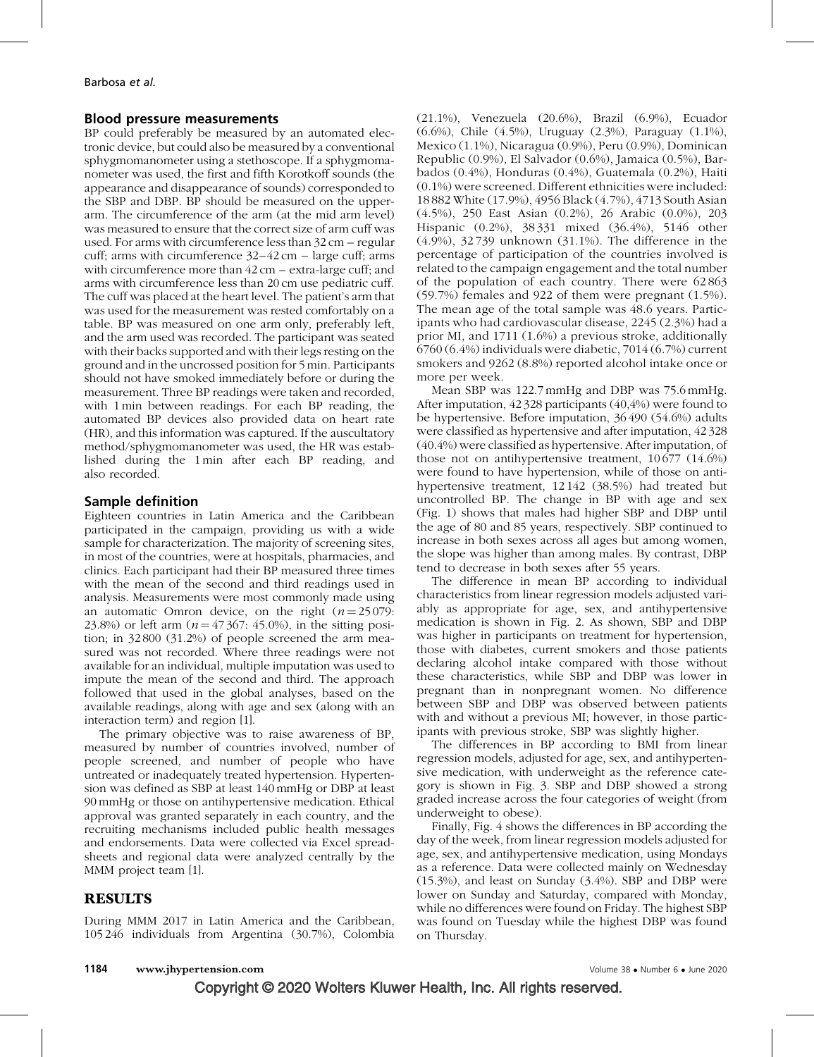## Blood pressure measurements

BP could preferably be measured by an automated electronic device, but could also be measured by a conventional sphygmomanometer using a stethoscope. If a sphygmomanometer was used, the first and fifth Korotkoff sounds (the appearance and disappearance of sounds) corresponded to the SBP and DBP. BP should be measured on the upper-arm. The circumference of the arm (at the mid arm level) was measured to ensure that the correct size of arm cuff was used. For arms with circumference less than 32 cm – regular cuff; arms with circumference 32–42 cm – large cuff; arms with circumference more than 42 cm – extra-large cuff; and arms with circumference less than 20 cm use pediatric cuff. The cuff was placed at the heart level. The patient's arm that was used for the measurement was rested comfortably on a table. BP was measured on one arm only, preferably left, and the arm used was recorded. The participant was seated with their backs supported and with their legs resting on the ground and in the uncrossed position for 5 min. Participants should not have smoked immediately before or during the measurement. Three BP readings were taken and recorded, with 1 min between readings. For each BP reading, the automated BP devices also provided data on heart rate (HR), and this information was captured. If the auscultatory method/sphygmomanometer was used, the HR was established during the 1 min after each BP reading, and also recorded.

## Sample definition

Eighteen countries in Latin America and the Caribbean participated in the campaign, providing us with a wide sample for characterization. The majority of screening sites, in most of the countries, were at hospitals, pharmacies, and clinics. Each participant had their BP measured three times with the mean of the second and third readings used in analysis. Measurements were most commonly made using an automatic Omron device, on the right ($n = 25079$: 23.8%) or left arm ($n = 47367$: 45.0%), in the sitting position; in 32 800 (31.2%) of people screened the arm measured was not recorded. Where three readings were not available for an individual, multiple imputation was used to impute the mean of the second and third. The approach followed that used in the global analyses, based on the available readings, along with age and sex (along with an interaction term) and region [1].

The primary objective was to raise awareness of BP, measured by number of countries involved, number of people screened, and number of people who have untreated or inadequately treated hypertension. Hypertension was defined as SBP at least 140 mmHg or DBP at least 90 mmHg or those on antihypertensive medication. Ethical approval was granted separately in each country, and the recruiting mechanisms included public health messages and endorsements. Data were collected via Excel spreadsheets and regional data were analyzed centrally by the MMM project team [1].

# RESULTS

During MMM 2017 in Latin America and the Caribbean, 105 246 individuals from Argentina (30.7%), Colombia (21.1%), Venezuela (20.6%), Brazil (6.9%), Ecuador (6.6%), Chile (4.5%), Uruguay (2.3%), Paraguay (1.1%), Mexico (1.1%), Nicaragua (0.9%), Peru (0.9%), Dominican Republic (0.9%), El Salvador (0.6%), Jamaica (0.5%), Barbados (0.4%), Honduras (0.4%), Guatemala (0.2%), Haiti (0.1%) were screened. Different ethnicities were included: 18 882 White (17.9%), 4956 Black (4.7%), 4713 South Asian (4.5%), 250 East Asian (0.2%), 26 Arabic (0.0%), 203 Hispanic (0.2%), 38 331 mixed (36.4%), 5146 other (4.9%), 32 739 unknown (31.1%). The difference in the percentage of participation of the countries involved is related to the campaign engagement and the total number of the population of each country. There were 62 863 (59.7%) females and 922 of them were pregnant (1.5%). The mean age of the total sample was 48.6 years. Participants who had cardiovascular disease, 2245 (2.3%) had a prior MI, and 1711 (1.6%) a previous stroke, additionally 6760 (6.4%) individuals were diabetic, 7014 (6.7%) current smokers and 9262 (8.8%) reported alcohol intake once or more per week.

Mean SBP was 122.7 mmHg and DBP was 75.6 mmHg. After imputation, 42 328 participants (40,4%) were found to be hypertensive. Before imputation, 36 490 (54.6%) adults were classified as hypertensive and after imputation, 42 328 (40.4%) were classified as hypertensive. After imputation, of those not on antihypertensive treatment, 10 677 (14.6%) were found to have hypertension, while of those on antihypertensive treatment, 12 142 (38.5%) had treated but uncontrolled BP. The change in BP with age and sex (Fig. 1) shows that males had higher SBP and DBP until the age of 80 and 85 years, respectively. SBP continued to increase in both sexes across all ages but among women, the slope was higher than among males. By contrast, DBP tend to decrease in both sexes after 55 years.

The difference in mean BP according to individual characteristics from linear regression models adjusted variably as appropriate for age, sex, and antihypertensive medication is shown in Fig. 2. As shown, SBP and DBP was higher in participants on treatment for hypertension, those with diabetes, current smokers and those patients declaring alcohol intake compared with those without these characteristics, while SBP and DBP was lower in pregnant than in nonpregnant women. No difference between SBP and DBP was observed between patients with and without a previous MI; however, in those participants with previous stroke, SBP was slightly higher.

The differences in BP according to BMI from linear regression models, adjusted for age, sex, and antihypertensive medication, with underweight as the reference category is shown in Fig. 3. SBP and DBP showed a strong graded increase across the four categories of weight (from underweight to obese).

Finally, Fig. 4 shows the differences in BP according the day of the week, from linear regression models adjusted for age, sex, and antihypertensive medication, using Mondays as a reference. Data were collected mainly on Wednesday (15.3%), and least on Sunday (3.4%). SBP and DBP were lower on Sunday and Saturday, compared with Monday, while no differences were found on Friday. The highest SBP was found on Tuesday while the highest DBP was found on Thursday.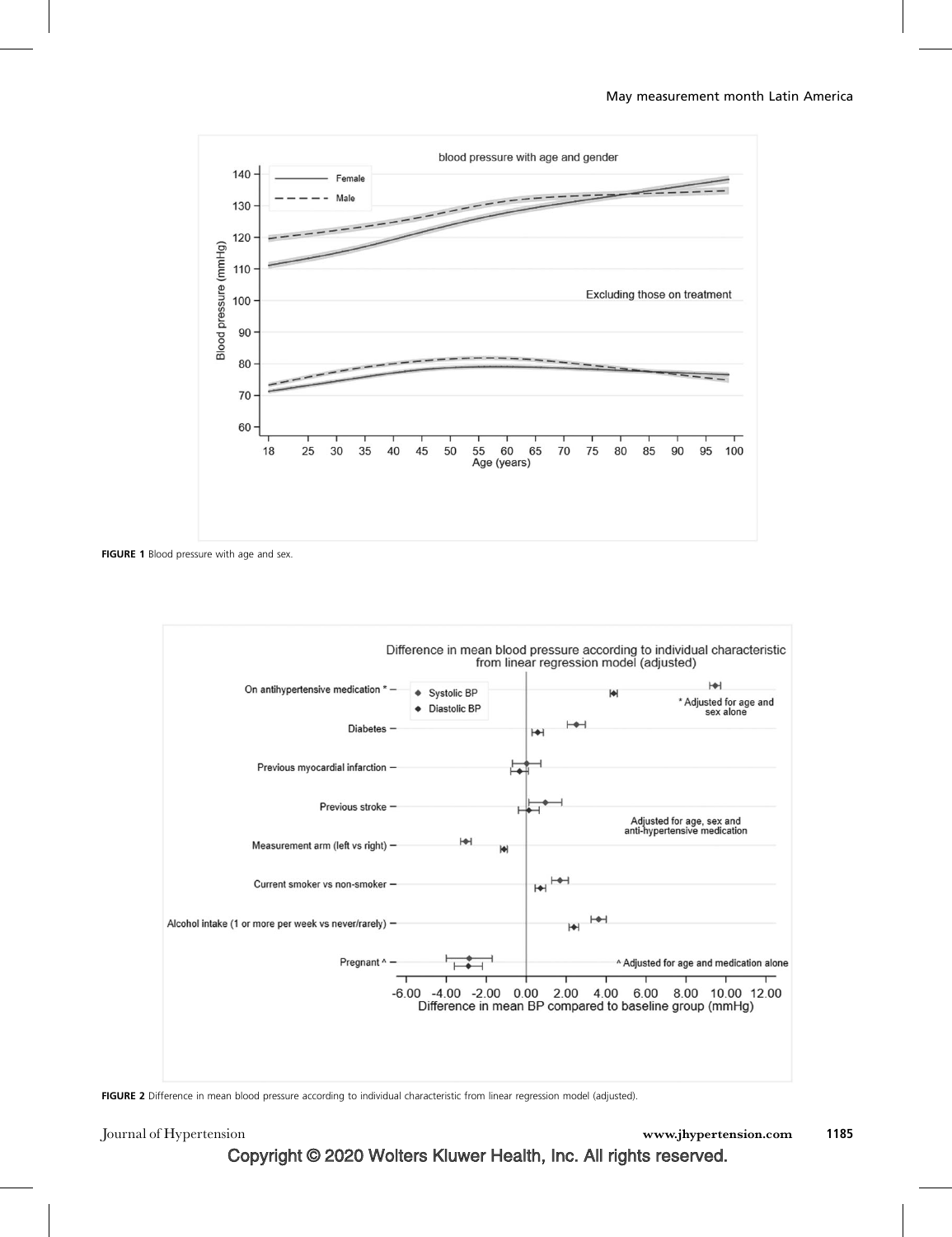FIGURE 1 Blood pressure with age and sex.

FIGURE 2 Difference in mean blood pressure according to individual characteristic from linear regression model (adjusted).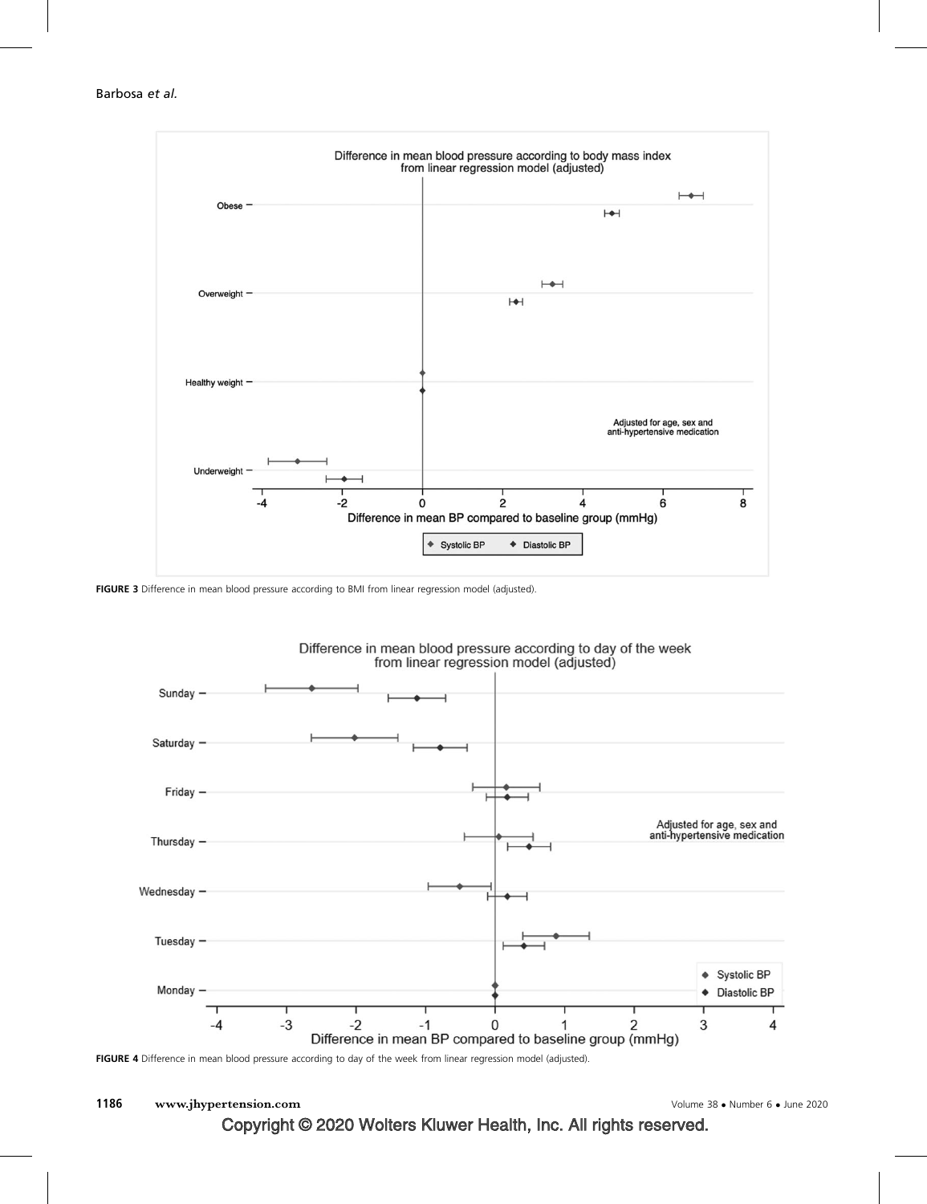FIGURE 3 Difference in mean blood pressure according to BMI from linear regression model (adjusted).

FIGURE 4 Difference in mean blood pressure according to day of the week from linear regression model (adjusted).

Copyright © 2020 Wolters Kluwer Health, Inc. All rights reserved.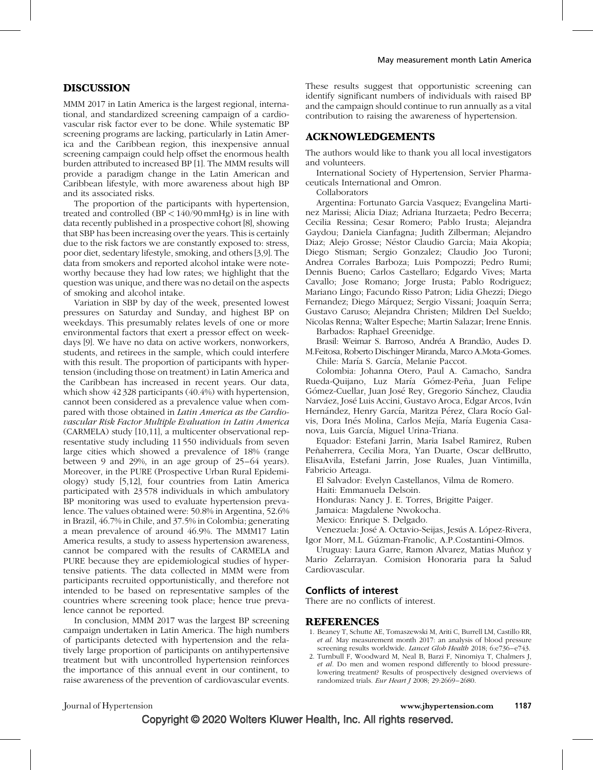## DISCUSSION

MMM 2017 in Latin America is the largest regional, international, and standardized screening campaign of a cardiovascular risk factor ever to be done. While systematic BP screening programs are lacking, particularly in Latin America and the Caribbean region, this inexpensive annual screening campaign could help offset the enormous health burden attributed to increased BP [1]. The MMM results will provide a paradigm change in the Latin American and Caribbean lifestyle, with more awareness about high BP and its associated risks.

The proportion of the participants with hypertension, treated and controlled (BP < 140/90 mmHg) is in line with data recently published in a prospective cohort [8], showing that SBP has been increasing over the years. This is certainly due to the risk factors we are constantly exposed to: stress, poor diet, sedentary lifestyle, smoking, and others [3,9]. The data from smokers and reported alcohol intake were noteworthy because they had low rates; we highlight that the question was unique, and there was no detail on the aspects of smoking and alcohol intake.

Variation in SBP by day of the week, presented lowest pressures on Saturday and Sunday, and highest BP on weekdays. This presumably relates levels of one or more environmental factors that exert a pressor effect on weekdays [9]. We have no data on active workers, nonworkers, students, and retirees in the sample, which could interfere with this result. The proportion of participants with hypertension (including those on treatment) in Latin America and the Caribbean has increased in recent years. Our data, which show 42 328 participants (40.4%) with hypertension, cannot been considered as a prevalence value when compared with those obtained in *Latin America as the Cardiovascular Risk Factor Multiple Evaluation in Latin America* (CARMELA) study [10,11], a multicenter observational representative study including 11 550 individuals from seven large cities which showed a prevalence of 18% (range between 9 and 29%, in an age group of 25–64 years). Moreover, in the PURE (Prospective Urban Rural Epidemiology) study [5,12], four countries from Latin America participated with 23 578 individuals in which ambulatory BP monitoring was used to evaluate hypertension prevalence. The values obtained were: 50.8% in Argentina, 52.6% in Brazil, 46.7% in Chile, and 37.5% in Colombia; generating a mean prevalence of around 46.9%. The MMM17 Latin America results, a study to assess hypertension awareness, cannot be compared with the results of CARMELA and PURE because they are epidemiological studies of hypertensive patients. The data collected in MMM were from participants recruited opportunistically, and therefore not intended to be based on representative samples of the countries where screening took place; hence true prevalence cannot be reported.

In conclusion, MMM 2017 was the largest BP screening campaign undertaken in Latin America. The high numbers of participants detected with hypertension and the relatively large proportion of participants on antihypertensive treatment but with uncontrolled hypertension reinforces the importance of this annual event in our continent, to raise awareness of the prevention of cardiovascular events. These results suggest that opportunistic screening can identify significant numbers of individuals with raised BP and the campaign should continue to run annually as a vital contribution to raising the awareness of hypertension.

## ACKNOWLEDGEMENTS

The authors would like to thank you all local investigators and volunteers.

International Society of Hypertension, Servier Pharmaceuticals International and Omron.

Collaborators

Argentina: Fortunato Garcia Vasquez; Evangelina Martinez Marissi; Alicia Diaz; Adriana Iturzaeta; Pedro Becerra; Cecilia Ressina; Cesar Romero; Pablo Irusta; Alejandra Gaydou; Daniela Cianfagna; Judith Zilberman; Alejandro Diaz; Alejo Grosse; Néstor Claudio Garcia; Maia Akopia; Diego Stisman; Sergio Gonzalez; Claudio Joo Turoni; Andrea Corrales Barboza; Luis Pompozzi; Pedro Rumi; Dennis Bueno; Carlos Castellaro; Edgardo Vives; Marta Cavallo; Jose Romano; Jorge Irusta; Pablo Rodriguez; Mariano Lingo; Facundo Risso Patron; Lidia Ghezzi; Diego Fernandez; Diego Márquez; Sergio Vissani; Joaquín Serra; Gustavo Caruso; Alejandra Christen; Mildren Del Sueldo; Nicolas Renna; Walter Espeche; Martin Salazar; Irene Ennis.

Barbados: Raphael Greenidge.

Brasil: Weimar S. Barroso, Andréa A Brandão, Audes D. M.Feitosa, Roberto Dischinger Miranda, Marco A.Mota-Gomes.

Chile: María S. García, Melanie Paccot.

Colombia: Johanna Otero, Paul A. Camacho, Sandra Rueda-Quijano, Luz María Gómez-Peña, Juan Felipe Gómez-Cuellar, Juan José Rey, Gregorio Sánchez, Claudia Narváez, José Luis Accini, Gustavo Aroca, Edgar Arcos, Iván Hernández, Henry García, Maritza Pérez, Clara Rocío Galvis, Dora Inés Molina, Carlos Mejía, María Eugenia Casanova, Luis García, Miguel Urina-Triana.

Equador: Estefani Jarrin, Maria Isabel Ramirez, Ruben Peñaherrera, Cecilia Mora, Yan Duarte, Oscar delBrutto, ElisaAvila, Estefani Jarrin, Jose Ruales, Juan Vintimilla, Fabricio Arteaga.

El Salvador: Evelyn Castellanos, Vilma de Romero.

Haiti: Emmanuela Delsoin.

Honduras: Nancy J. E. Torres, Brigitte Paiger.

Jamaica: Magdalene Nwokocha.

Mexico: Enrique S. Delgado.

Venezuela: José A. Octavio-Seijas, Jesús A. López-Rivera, Igor Morr, M.L. Gúzman-Franolic, A.P.Costantini-Olmos.

Uruguay: Laura Garre, Ramon Alvarez, Matias Muñoz y Mario Zelarrayan. Comision Honoraria para la Salud Cardiovascular.

### Conflicts of interest

There are no conflicts of interest.

## REFERENCES

1. Beaney T, Schutte AE, Tomaszewski M, Ariti C, Burrell LM, Castillo RR, *et al.* May measurement month 2017: an analysis of blood pressure screening results worldwide. *Lancet Glob Health* 2018; 6:e736–e743.
2. Turnbull F, Woodward M, Neal B, Barzi F, Ninomiya T, Chalmers J, *et al.* Do men and women respond differently to blood pressure-lowering treatment? Results of prospectively designed overviews of randomized trials. *Eur Heart J* 2008; 29:2669–2680.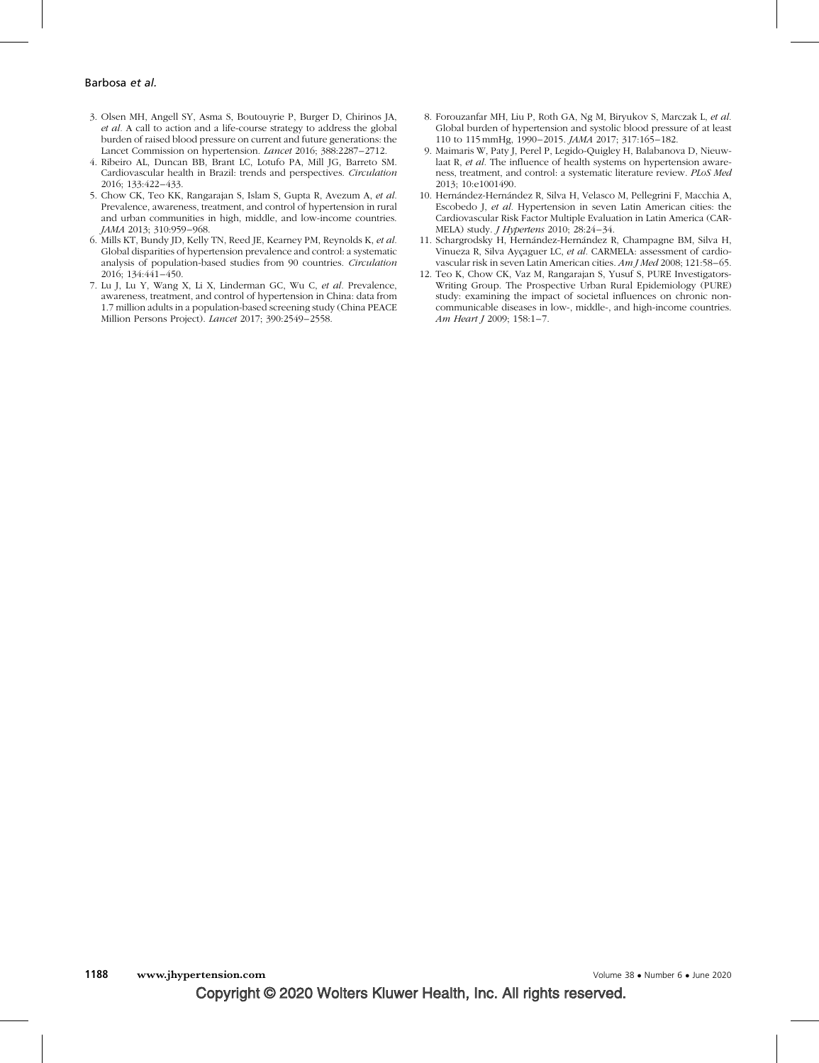3. Olsen MH, Angell SY, Asma S, Boutouyrie P, Burger D, Chirinos JA, *et al*. A call to action and a life-course strategy to address the global burden of raised blood pressure on current and future generations: the Lancet Commission on hypertension. *Lancet* 2016; 388:2287–2712.
4. Ribeiro AL, Duncan BB, Brant LC, Lotufo PA, Mill JG, Barreto SM. Cardiovascular health in Brazil: trends and perspectives. *Circulation* 2016; 133:422–433.
5. Chow CK, Teo KK, Rangarajan S, Islam S, Gupta R, Avezum A, *et al*. Prevalence, awareness, treatment, and control of hypertension in rural and urban communities in high, middle, and low-income countries. *JAMA* 2013; 310:959–968.
6. Mills KT, Bundy JD, Kelly TN, Reed JE, Kearney PM, Reynolds K, *et al*. Global disparities of hypertension prevalence and control: a systematic analysis of population-based studies from 90 countries. *Circulation* 2016; 134:441–450.
7. Lu J, Lu Y, Wang X, Li X, Linderman GC, Wu C, *et al*. Prevalence, awareness, treatment, and control of hypertension in China: data from 1.7 million adults in a population-based screening study (China PEACE Million Persons Project). *Lancet* 2017; 390:2549–2558.
8. Forouzanfar MH, Liu P, Roth GA, Ng M, Biryukov S, Marczak L, *et al*. Global burden of hypertension and systolic blood pressure of at least 110 to 115 mmHg, 1990–2015. *JAMA* 2017; 317:165–182.
9. Maimaris W, Paty J, Perel P, Legido-Quigley H, Balabanova D, Nieuwlaat R, *et al*. The influence of health systems on hypertension awareness, treatment, and control: a systematic literature review. *PLoS Med* 2013; 10:e1001490.
10. Hernández-Hernández R, Silva H, Velasco M, Pellegrini F, Macchia A, Escobedo J, *et al*. Hypertension in seven Latin American cities: the Cardiovascular Risk Factor Multiple Evaluation in Latin America (CARMELA) study. *J Hypertens* 2010; 28:24–34.
11. Schargrodsky H, Hernández-Hernández R, Champagne BM, Silva H, Vinueza R, Silva Ayçaguer LC, *et al*. CARMELA: assessment of cardiovascular risk in seven Latin American cities. *Am J Med* 2008; 121:58–65.
12. Teo K, Chow CK, Vaz M, Rangarajan S, Yusuf S, PURE Investigators-Writing Group. The Prospective Urban Rural Epidemiology (PURE) study: examining the impact of societal influences on chronic noncommunicable diseases in low-, middle-, and high-income countries. *Am Heart J* 2009; 158:1–7.